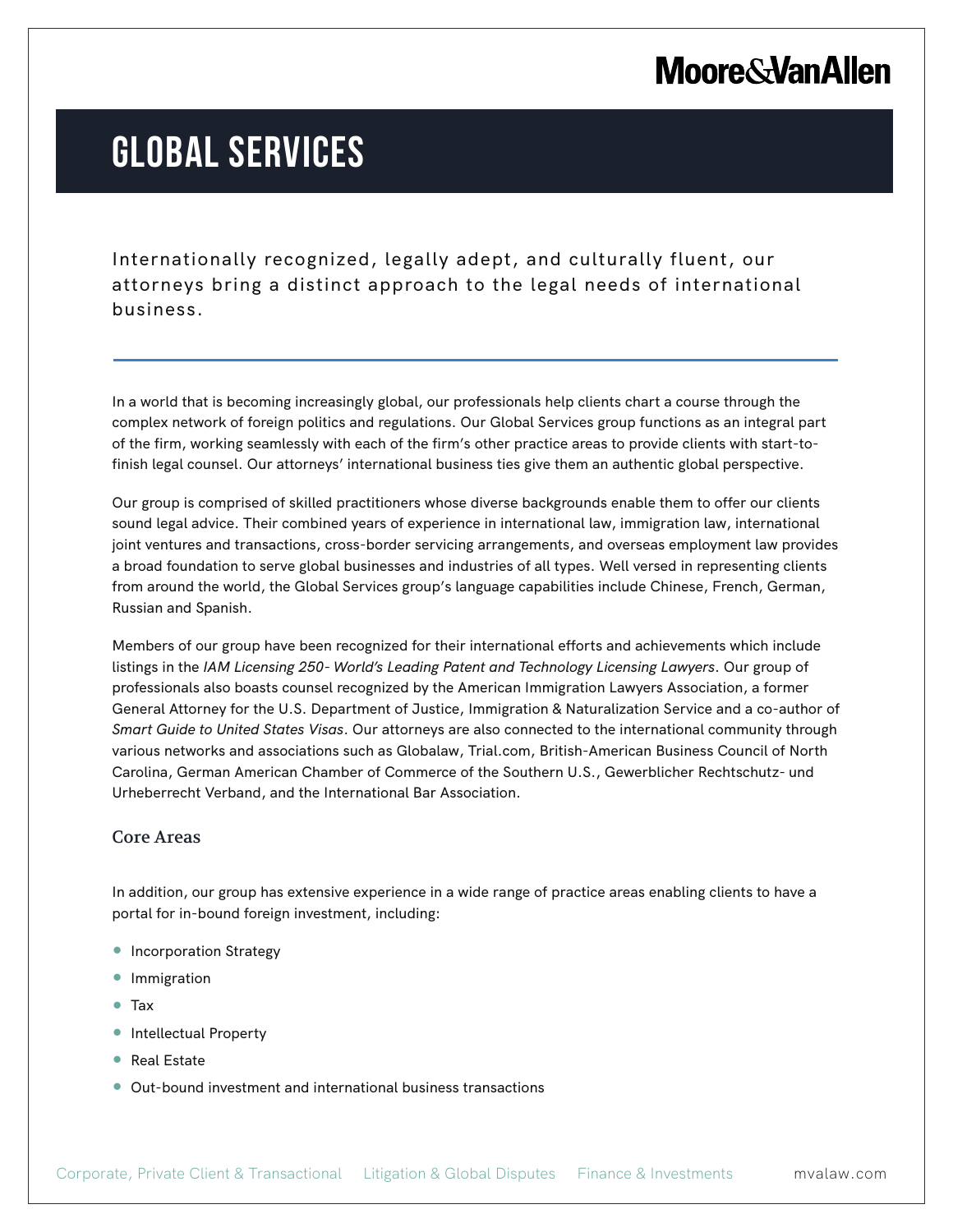# GLOBAL SERVICES

Internationally recognized, legally adept, and culturally fluent, our attorneys bring a distinct approach to the legal needs of international business.

---

In a world that is becoming increasingly global, our professionals help clients chart a course through the complex network of foreign politics and regulations. Our Global Services group functions as an integral part of the firm, working seamlessly with each of the firm's other practice areas to provide clients with start-to-finish legal counsel. Our attorneys' international business ties give them an authentic global perspective.

Our group is comprised of skilled practitioners whose diverse backgrounds enable them to offer our clients sound legal advice. Their combined years of experience in international law, immigration law, international joint ventures and transactions, cross-border servicing arrangements, and overseas employment law provides a broad foundation to serve global businesses and industries of all types. Well versed in representing clients from around the world, the Global Services group's language capabilities include Chinese, French, German, Russian and Spanish.

Members of our group have been recognized for their international efforts and achievements which include listings in the *IAM Licensing 250- World's Leading Patent and Technology Licensing Lawyers*. Our group of professionals also boasts counsel recognized by the American Immigration Lawyers Association, a former General Attorney for the U.S. Department of Justice, Immigration & Naturalization Service and a co-author of *Smart Guide to United States Visas*. Our attorneys are also connected to the international community through various networks and associations such as Globalaw, Trial.com, British-American Business Council of North Carolina, German American Chamber of Commerce of the Southern U.S., Gewerblicher Rechtschutz- und Urheberrecht Verband, and the International Bar Association.

## Core Areas

In addition, our group has extensive experience in a wide range of practice areas enabling clients to have a portal for in-bound foreign investment, including:

- Incorporation Strategy
- Immigration
- Tax
- Intellectual Property
- Real Estate
- Out-bound investment and international business transactions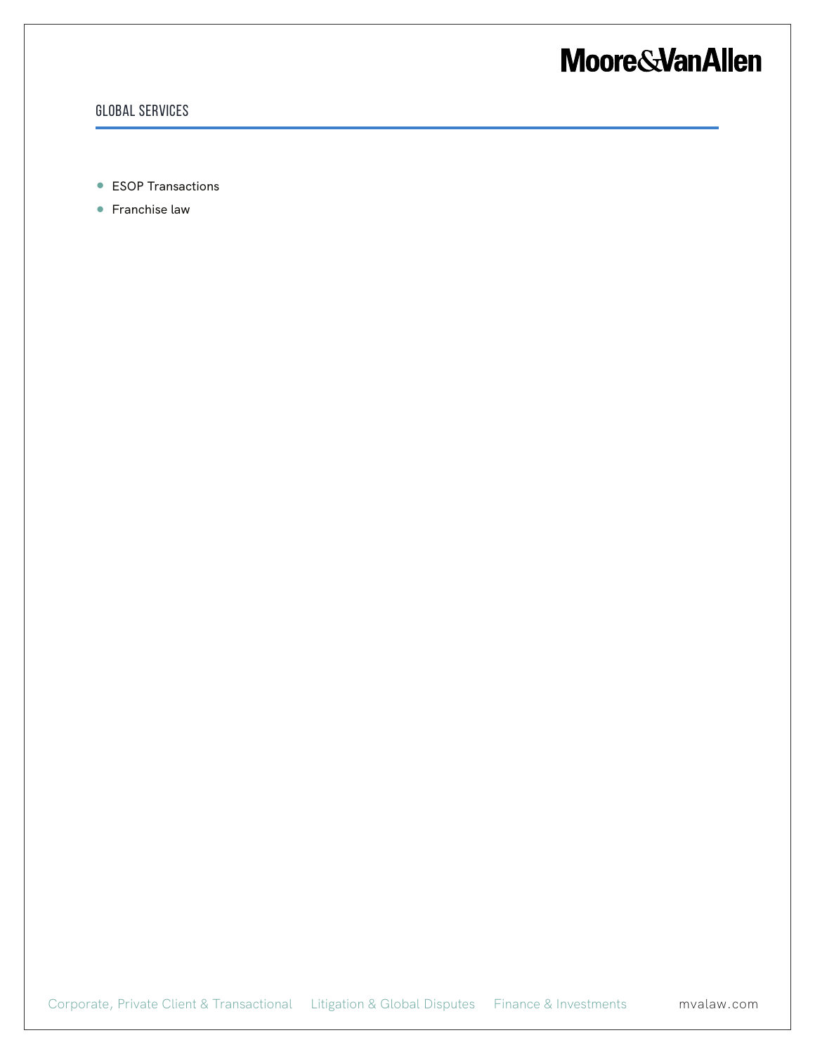## GLOBAL SERVICES

- ESOP Transactions
- Franchise law